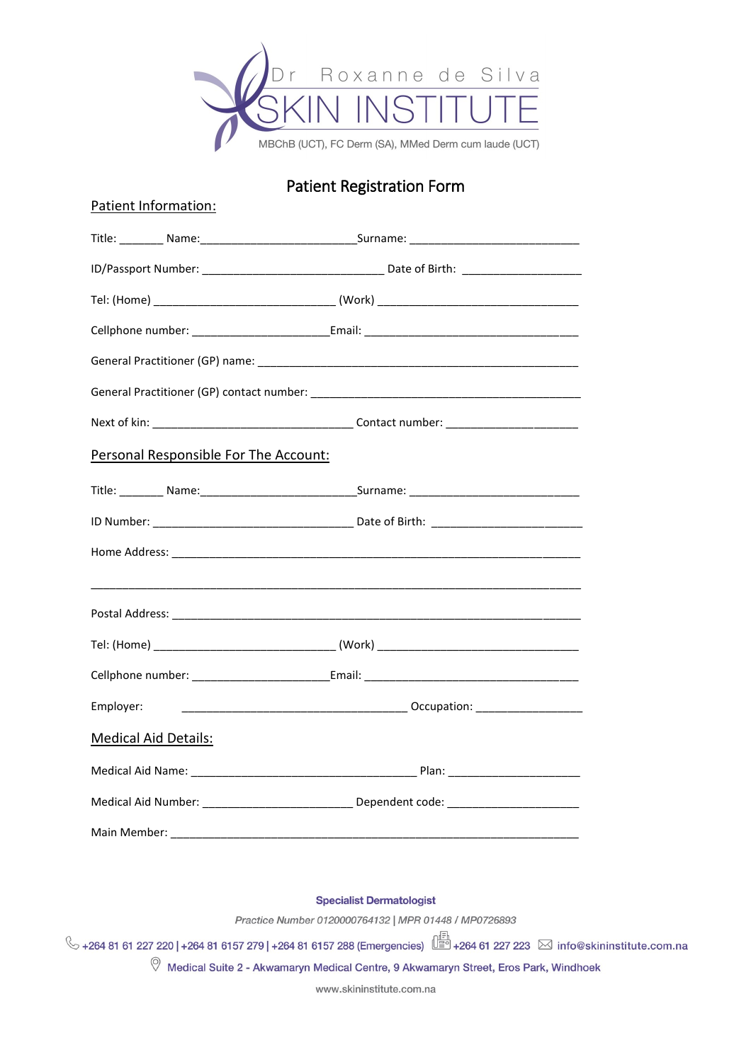Dr Roxanne de Silva

SKIN INSTITUTE

MBChB (UCT), FC Derm (SA), MMed Derm cum laude (UCT)

# Patient Registration Form

## Patient Information:

Title: _______ Name:_________________________Surname: ___________________________

ID/Passport Number: _____________________________ Date of Birth: ___________________

Tel: (Home) _____________________________ (Work) ________________________________

Cellphone number: ______________________Email: __________________________________

General Practitioner (GP) name: ______________________________________________________

General Practitioner (GP) contact number: ___________________________________________

Next of kin: ________________________________ Contact number: _____________________

## Personal Responsible For The Account:

Title: _______ Name:_________________________Surname: ___________________________

ID Number: ________________________________ Date of Birth: _______________________

Home Address: __________________________________________________________________

_____________________________________________________________________________

Postal Address: __________________________________________________________________

Tel: (Home) _____________________________ (Work) ________________________________

Cellphone number: ______________________Email: __________________________________

Employer: ____________________________________ Occupation: _________________

## Medical Aid Details:

Medical Aid Name: ____________________________________ Plan: _____________________

Medical Aid Number: ________________________ Dependent code: _____________________

Main Member: ___________________________________________________________________

**Specialist Dermatologist**

*Practice Number 0120000764132 | MPR 01448 / MP0726893*

+264 81 61 227 220 | +264 81 6157 279 | +264 81 6157 288 (Emergencies) +264 61 227 223 info@skininstitute.com.na

Medical Suite 2 - Akwamaryn Medical Centre, 9 Akwamaryn Street, Eros Park, Windhoek

www.skininstitute.com.na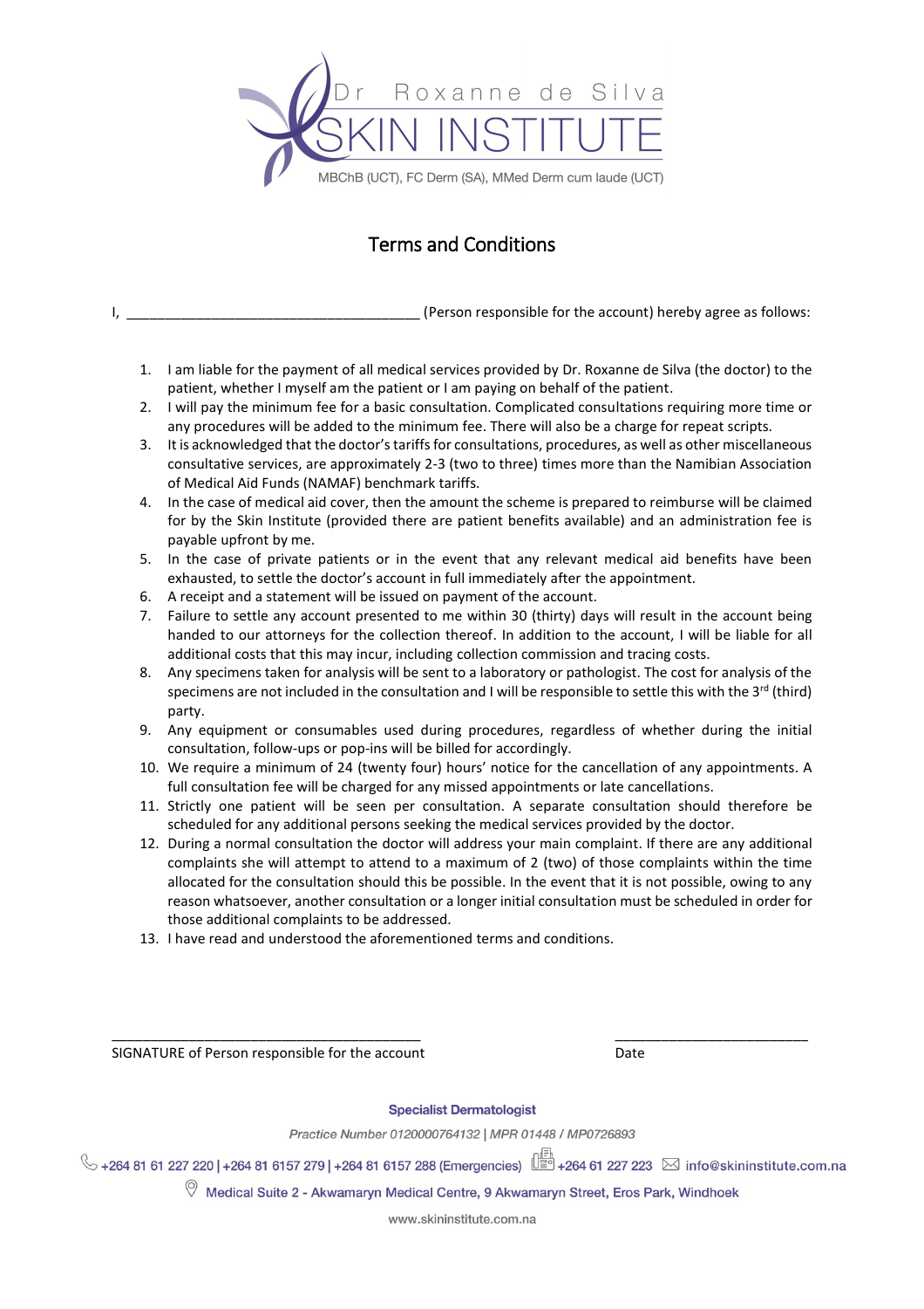Dr Roxanne de Silva

SKIN INSTITUTE

MBChB (UCT), FC Derm (SA), MMed Derm cum laude (UCT)

# Terms and Conditions

I, _______________________________________ (Person responsible for the account) hereby agree as follows:

1. I am liable for the payment of all medical services provided by Dr. Roxanne de Silva (the doctor) to the patient, whether I myself am the patient or I am paying on behalf of the patient.
2. I will pay the minimum fee for a basic consultation. Complicated consultations requiring more time or any procedures will be added to the minimum fee. There will also be a charge for repeat scripts.
3. It is acknowledged that the doctor's tariffs for consultations, procedures, as well as other miscellaneous consultative services, are approximately 2-3 (two to three) times more than the Namibian Association of Medical Aid Funds (NAMAF) benchmark tariffs.
4. In the case of medical aid cover, then the amount the scheme is prepared to reimburse will be claimed for by the Skin Institute (provided there are patient benefits available) and an administration fee is payable upfront by me.
5. In the case of private patients or in the event that any relevant medical aid benefits have been exhausted, to settle the doctor's account in full immediately after the appointment.
6. A receipt and a statement will be issued on payment of the account.
7. Failure to settle any account presented to me within 30 (thirty) days will result in the account being handed to our attorneys for the collection thereof. In addition to the account, I will be liable for all additional costs that this may incur, including collection commission and tracing costs.
8. Any specimens taken for analysis will be sent to a laboratory or pathologist. The cost for analysis of the specimens are not included in the consultation and I will be responsible to settle this with the 3rd (third) party.
9. Any equipment or consumables used during procedures, regardless of whether during the initial consultation, follow-ups or pop-ins will be billed for accordingly.
10. We require a minimum of 24 (twenty four) hours' notice for the cancellation of any appointments. A full consultation fee will be charged for any missed appointments or late cancellations.
11. Strictly one patient will be seen per consultation. A separate consultation should therefore be scheduled for any additional persons seeking the medical services provided by the doctor.
12. During a normal consultation the doctor will address your main complaint. If there are any additional complaints she will attempt to attend to a maximum of 2 (two) of those complaints within the time allocated for the consultation should this be possible. In the event that it is not possible, owing to any reason whatsoever, another consultation or a longer initial consultation must be scheduled in order for those additional complaints to be addressed.
13. I have read and understood the aforementioned terms and conditions.

_________________________________________ SIGNATURE of Person responsible for the account

_________________________ Date

**Specialist Dermatologist**

*Practice Number 0120000764132 | MPR 01448 / MP0726893*

+264 81 61 227 220 | +264 81 6157 279 | +264 81 6157 288 (Emergencies) +264 61 227 223 info@skininstitute.com.na

Medical Suite 2 - Akwamaryn Medical Centre, 9 Akwamaryn Street, Eros Park, Windhoek

www.skininstitute.com.na